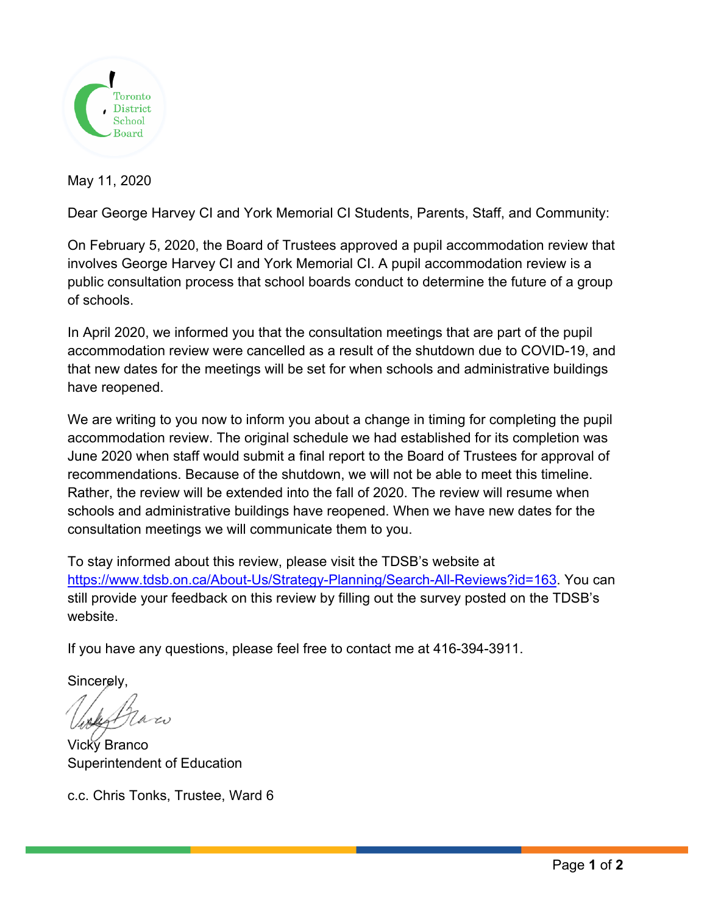Toronto District School Board

May 11, 2020

Dear George Harvey CI and York Memorial CI Students, Parents, Staff, and Community:

On February 5, 2020, the Board of Trustees approved a pupil accommodation review that involves George Harvey CI and York Memorial CI. A pupil accommodation review is a public consultation process that school boards conduct to determine the future of a group of schools.

In April 2020, we informed you that the consultation meetings that are part of the pupil accommodation review were cancelled as a result of the shutdown due to COVID-19, and that new dates for the meetings will be set for when schools and administrative buildings have reopened.

We are writing to you now to inform you about a change in timing for completing the pupil accommodation review. The original schedule we had established for its completion was June 2020 when staff would submit a final report to the Board of Trustees for approval of recommendations. Because of the shutdown, we will not be able to meet this timeline. Rather, the review will be extended into the fall of 2020. The review will resume when schools and administrative buildings have reopened. When we have new dates for the consultation meetings we will communicate them to you.

To stay informed about this review, please visit the TDSB's website at https://www.tdsb.on.ca/About-Us/Strategy-Planning/Search-All-Reviews?id=163. You can still provide your feedback on this review by filling out the survey posted on the TDSB's website.

If you have any questions, please feel free to contact me at 416-394-3911.

Sincerely,

Vicky Branco
Superintendent of Education

c.c. Chris Tonks, Trustee, Ward 6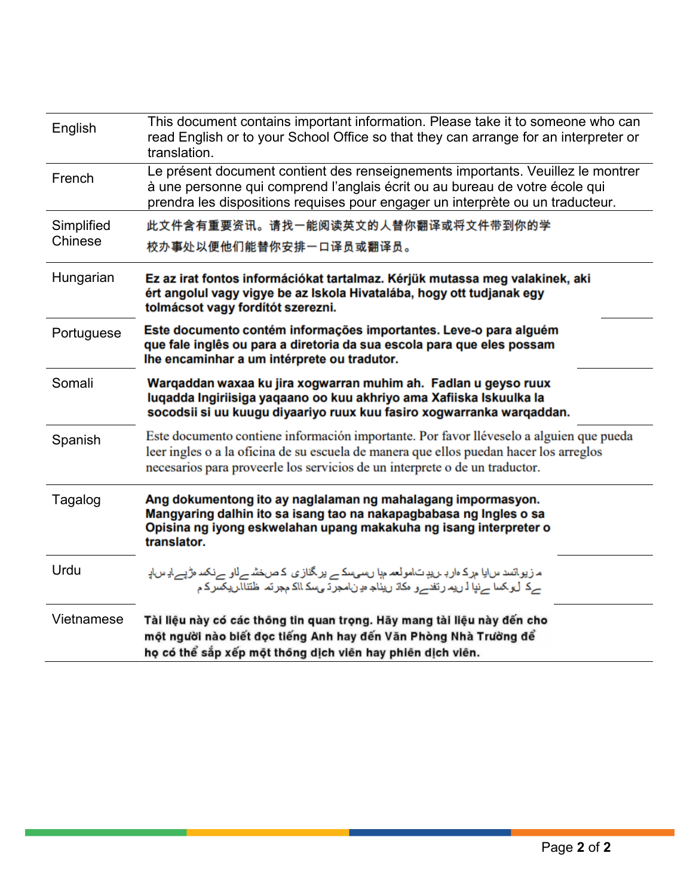| | |
|---|---|
| English | This document contains important information. Please take it to someone who can read English or to your School Office so that they can arrange for an interpreter or translation. |
| French | Le présent document contient des renseignements importants. Veuillez le montrer à une personne qui comprend l'anglais écrit ou au bureau de votre école qui prendra les dispositions requises pour engager un interprète ou un traducteur. |
| Simplified Chinese | 此文件含有重要资讯。请找一能阅读英文的人替你翻译或将文件带到你的学校办事处以便他们能替你安排一口译员或翻译员。 |
| Hungarian | **Ez az irat fontos információkat tartalmaz. Kérjük mutassa meg valakinek, aki ért angolul vagy vigye be az Iskola Hivatalába, hogy ott tudjanak egy tolmácsot vagy fordítót szerezni.** |
| Portuguese | **Este documento contém informações importantes. Leve-o para alguém que fale inglês ou para a diretoria da sua escola para que eles possam lhe encaminhar a um intérprete ou tradutor.** |
| Somali | **Warqaddan waxaa ku jira xogwarran muhim ah. Fadlan u geyso ruux luqadda Ingiriisiga yaqaano oo kuu akhriyo ama Xafiiska Iskuulka la socodsii si uu kuugu diyaariyo ruux kuu fasiro xogwarranka warqaddan.** |
| Spanish | Este documento contiene información importante. Por favor lléveselo a alguien que pueda leer ingles o a la oficina de su escuela de manera que ellos puedan hacer los arreglos necesarios para proveerle los servicios de un interprete o de un traductor. |
| Tagalog | **Ang dokumentong ito ay naglalaman ng mahalagang impormasyon. Mangyaring dalhin ito sa isang tao na nakapagbabasa ng Ingles o sa Opisina ng iyong eskwelahan upang makakuha ng isang interpreter o translator.** |
| Urdu | یہ دستاویز اہم معلومات پر مشتمل ہے۔ براہ کرم اسے انگریزی پڑھ سکنے والے کسی شخص کے پاس لے جائیں یا اپنے اسکول کے دفتر لے جائیں تاکہ وہ کسی ترجمان یا مترجم کا انتظام کر سکیں۔ |
| Vietnamese | **Tài liệu này có các thông tin quan trọng. Hãy mang tài liệu này đến cho một người nào biết đọc tiếng Anh hay đến Văn Phòng Nhà Trường để họ có thể sắp xếp một thông dịch viên hay phiên dịch viên.** |